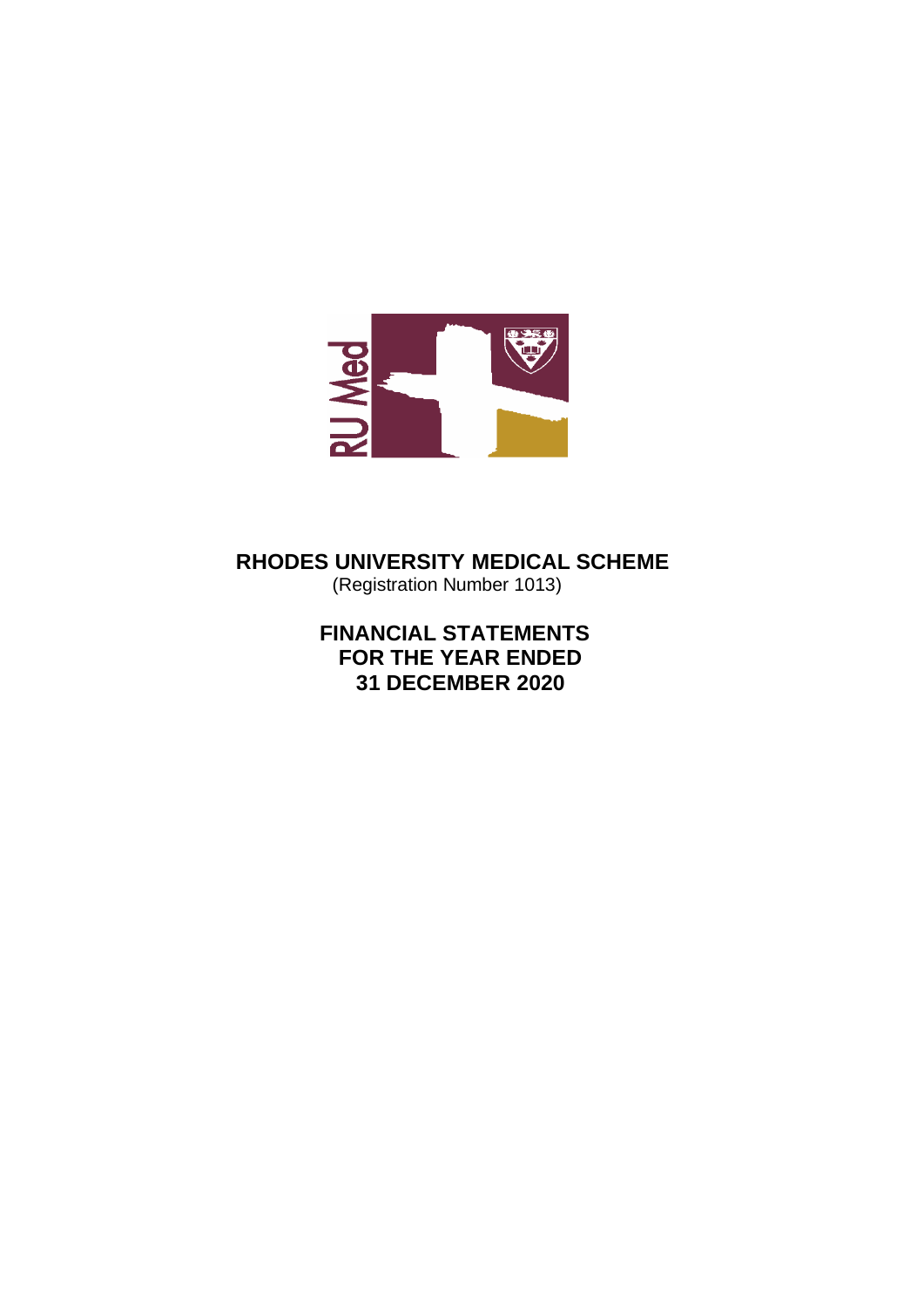# RHODES UNIVERSITY MEDICAL SCHEME

(Registration Number 1013)

## FINANCIAL STATEMENTS FOR THE YEAR ENDED 31 DECEMBER 2020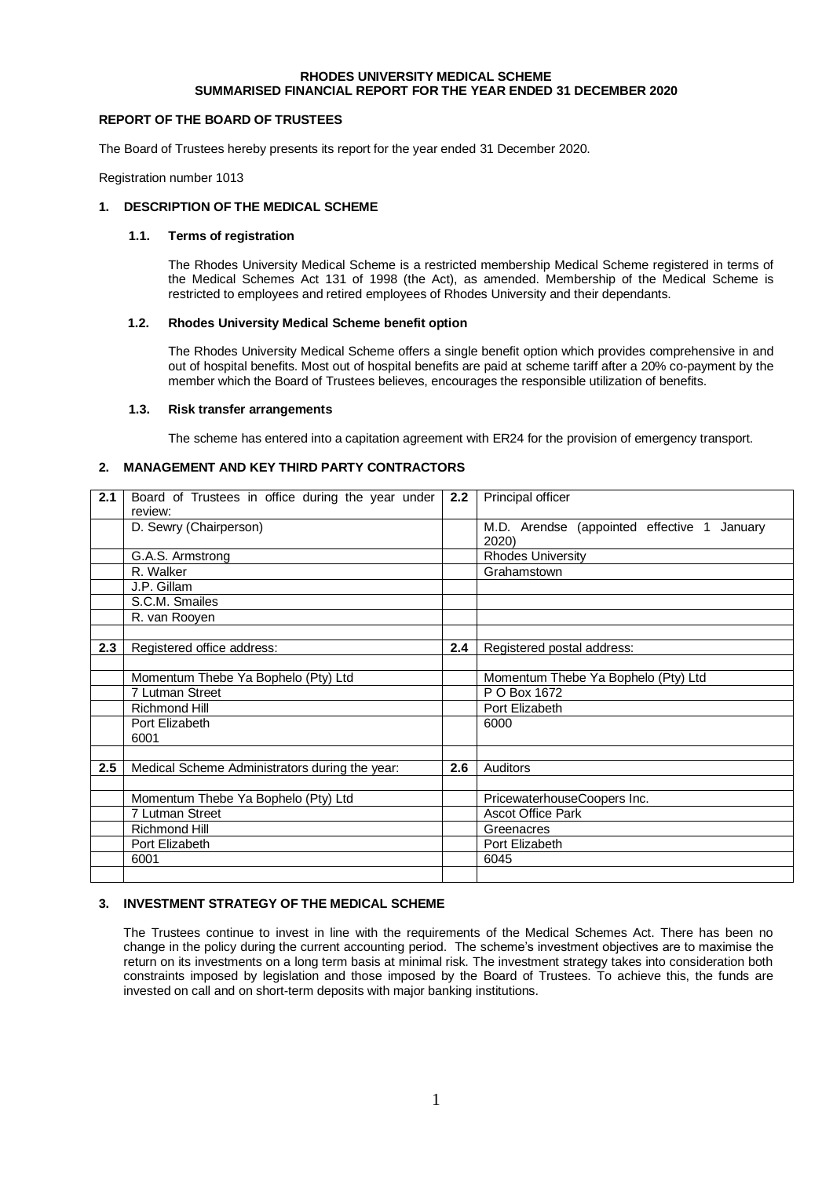**RHODES UNIVERSITY MEDICAL SCHEME**
**SUMMARISED FINANCIAL REPORT FOR THE YEAR ENDED 31 DECEMBER 2020**

## REPORT OF THE BOARD OF TRUSTEES

The Board of Trustees hereby presents its report for the year ended 31 December 2020.

Registration number 1013

### 1. DESCRIPTION OF THE MEDICAL SCHEME

#### 1.1. Terms of registration

The Rhodes University Medical Scheme is a restricted membership Medical Scheme registered in terms of the Medical Schemes Act 131 of 1998 (the Act), as amended. Membership of the Medical Scheme is restricted to employees and retired employees of Rhodes University and their dependants.

#### 1.2. Rhodes University Medical Scheme benefit option

The Rhodes University Medical Scheme offers a single benefit option which provides comprehensive in and out of hospital benefits. Most out of hospital benefits are paid at scheme tariff after a 20% co-payment by the member which the Board of Trustees believes, encourages the responsible utilization of benefits.

#### 1.3. Risk transfer arrangements

The scheme has entered into a capitation agreement with ER24 for the provision of emergency transport.

### 2. MANAGEMENT AND KEY THIRD PARTY CONTRACTORS

| 2.1 | Board of Trustees in office during the year under review: | 2.2 | Principal officer |
|---|---|---|---|
| | D. Sewry (Chairperson) | | M.D. Arendse (appointed effective 1 January 2020) |
| | G.A.S. Armstrong | | Rhodes University |
| | R. Walker | | Grahamstown |
| | J.P. Gillam | | |
| | S.C.M. Smailes | | |
| | R. van Rooyen | | |
| | | | |
| 2.3 | Registered office address: | 2.4 | Registered postal address: |
| | | | |
| | Momentum Thebe Ya Bophelo (Pty) Ltd | | Momentum Thebe Ya Bophelo (Pty) Ltd |
| | 7 Lutman Street | | P O Box 1672 |
| | Richmond Hill | | Port Elizabeth |
| | Port Elizabeth 6001 | | 6000 |
| | | | |
| 2.5 | Medical Scheme Administrators during the year: | 2.6 | Auditors |
| | | | |
| | Momentum Thebe Ya Bophelo (Pty) Ltd | | PricewaterhouseCoopers Inc. |
| | 7 Lutman Street | | Ascot Office Park |
| | Richmond Hill | | Greenacres |
| | Port Elizabeth | | Port Elizabeth |
| | 6001 | | 6045 |

### 3. INVESTMENT STRATEGY OF THE MEDICAL SCHEME

The Trustees continue to invest in line with the requirements of the Medical Schemes Act. There has been no change in the policy during the current accounting period. The scheme's investment objectives are to maximise the return on its investments on a long term basis at minimal risk. The investment strategy takes into consideration both constraints imposed by legislation and those imposed by the Board of Trustees. To achieve this, the funds are invested on call and on short-term deposits with major banking institutions.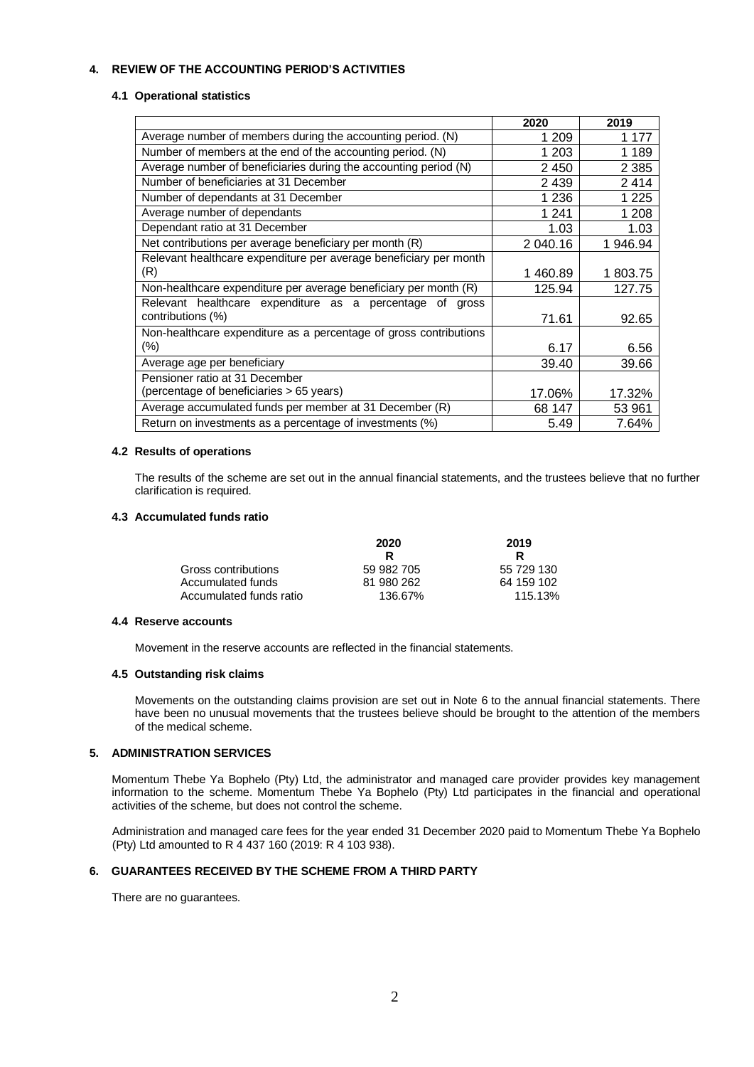## 4. REVIEW OF THE ACCOUNTING PERIOD'S ACTIVITIES

### 4.1 Operational statistics

| | 2020 | 2019 |
|---|---|---|
| Average number of members during the accounting period. (N) | 1 209 | 1 177 |
| Number of members at the end of the accounting period. (N) | 1 203 | 1 189 |
| Average number of beneficiaries during the accounting period (N) | 2 450 | 2 385 |
| Number of beneficiaries at 31 December | 2 439 | 2 414 |
| Number of dependants at 31 December | 1 236 | 1 225 |
| Average number of dependants | 1 241 | 1 208 |
| Dependant ratio at 31 December | 1.03 | 1.03 |
| Net contributions per average beneficiary per month (R) | 2 040.16 | 1 946.94 |
| Relevant healthcare expenditure per average beneficiary per month (R) | 1 460.89 | 1 803.75 |
| Non-healthcare expenditure per average beneficiary per month (R) | 125.94 | 127.75 |
| Relevant healthcare expenditure as a percentage of gross contributions (%) | 71.61 | 92.65 |
| Non-healthcare expenditure as a percentage of gross contributions (%) | 6.17 | 6.56 |
| Average age per beneficiary | 39.40 | 39.66 |
| Pensioner ratio at 31 December (percentage of beneficiaries > 65 years) | 17.06% | 17.32% |
| Average accumulated funds per member at 31 December (R) | 68 147 | 53 961 |
| Return on investments as a percentage of investments (%) | 5.49 | 7.64% |

### 4.2 Results of operations

The results of the scheme are set out in the annual financial statements, and the trustees believe that no further clarification is required.

### 4.3 Accumulated funds ratio

| | 2020 | 2019 |
|---|---|---|
| | R | R |
| Gross contributions | 59 982 705 | 55 729 130 |
| Accumulated funds | 81 980 262 | 64 159 102 |
| Accumulated funds ratio | 136.67% | 115.13% |

### 4.4 Reserve accounts

Movement in the reserve accounts are reflected in the financial statements.

### 4.5 Outstanding risk claims

Movements on the outstanding claims provision are set out in Note 6 to the annual financial statements. There have been no unusual movements that the trustees believe should be brought to the attention of the members of the medical scheme.

## 5. ADMINISTRATION SERVICES

Momentum Thebe Ya Bophelo (Pty) Ltd, the administrator and managed care provider provides key management information to the scheme. Momentum Thebe Ya Bophelo (Pty) Ltd participates in the financial and operational activities of the scheme, but does not control the scheme.

Administration and managed care fees for the year ended 31 December 2020 paid to Momentum Thebe Ya Bophelo (Pty) Ltd amounted to R 4 437 160 (2019: R 4 103 938).

## 6. GUARANTEES RECEIVED BY THE SCHEME FROM A THIRD PARTY

There are no guarantees.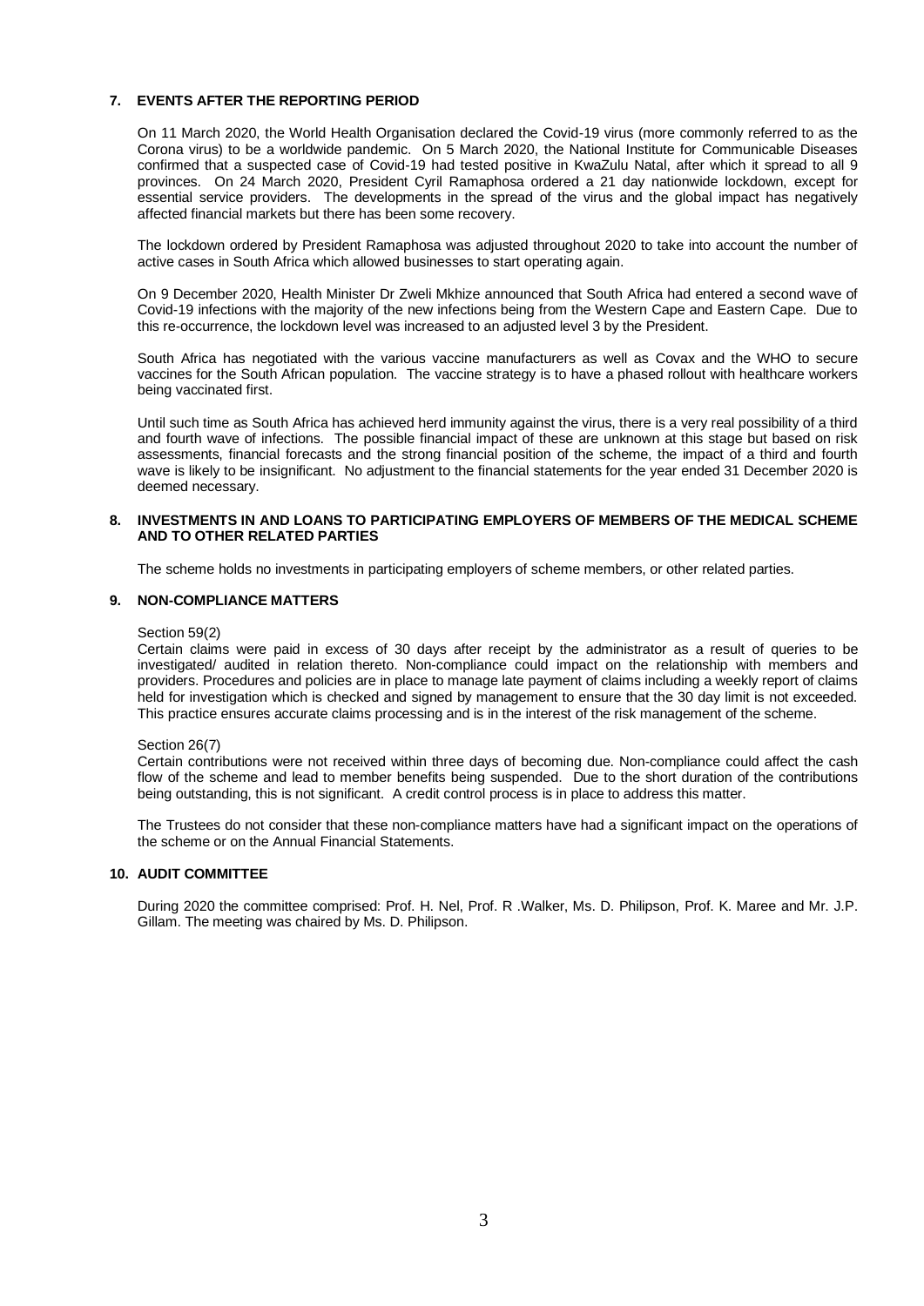## 7. EVENTS AFTER THE REPORTING PERIOD

On 11 March 2020, the World Health Organisation declared the Covid-19 virus (more commonly referred to as the Corona virus) to be a worldwide pandemic. On 5 March 2020, the National Institute for Communicable Diseases confirmed that a suspected case of Covid-19 had tested positive in KwaZulu Natal, after which it spread to all 9 provinces. On 24 March 2020, President Cyril Ramaphosa ordered a 21 day nationwide lockdown, except for essential service providers. The developments in the spread of the virus and the global impact has negatively affected financial markets but there has been some recovery.

The lockdown ordered by President Ramaphosa was adjusted throughout 2020 to take into account the number of active cases in South Africa which allowed businesses to start operating again.

On 9 December 2020, Health Minister Dr Zweli Mkhize announced that South Africa had entered a second wave of Covid-19 infections with the majority of the new infections being from the Western Cape and Eastern Cape. Due to this re-occurrence, the lockdown level was increased to an adjusted level 3 by the President.

South Africa has negotiated with the various vaccine manufacturers as well as Covax and the WHO to secure vaccines for the South African population. The vaccine strategy is to have a phased rollout with healthcare workers being vaccinated first.

Until such time as South Africa has achieved herd immunity against the virus, there is a very real possibility of a third and fourth wave of infections. The possible financial impact of these are unknown at this stage but based on risk assessments, financial forecasts and the strong financial position of the scheme, the impact of a third and fourth wave is likely to be insignificant. No adjustment to the financial statements for the year ended 31 December 2020 is deemed necessary.

## 8. INVESTMENTS IN AND LOANS TO PARTICIPATING EMPLOYERS OF MEMBERS OF THE MEDICAL SCHEME AND TO OTHER RELATED PARTIES

The scheme holds no investments in participating employers of scheme members, or other related parties.

## 9. NON-COMPLIANCE MATTERS

Section 59(2)

Certain claims were paid in excess of 30 days after receipt by the administrator as a result of queries to be investigated/ audited in relation thereto. Non-compliance could impact on the relationship with members and providers. Procedures and policies are in place to manage late payment of claims including a weekly report of claims held for investigation which is checked and signed by management to ensure that the 30 day limit is not exceeded. This practice ensures accurate claims processing and is in the interest of the risk management of the scheme.

Section 26(7)

Certain contributions were not received within three days of becoming due. Non-compliance could affect the cash flow of the scheme and lead to member benefits being suspended. Due to the short duration of the contributions being outstanding, this is not significant. A credit control process is in place to address this matter.

The Trustees do not consider that these non-compliance matters have had a significant impact on the operations of the scheme or on the Annual Financial Statements.

## 10. AUDIT COMMITTEE

During 2020 the committee comprised: Prof. H. Nel, Prof. R .Walker, Ms. D. Philipson, Prof. K. Maree and Mr. J.P. Gillam. The meeting was chaired by Ms. D. Philipson.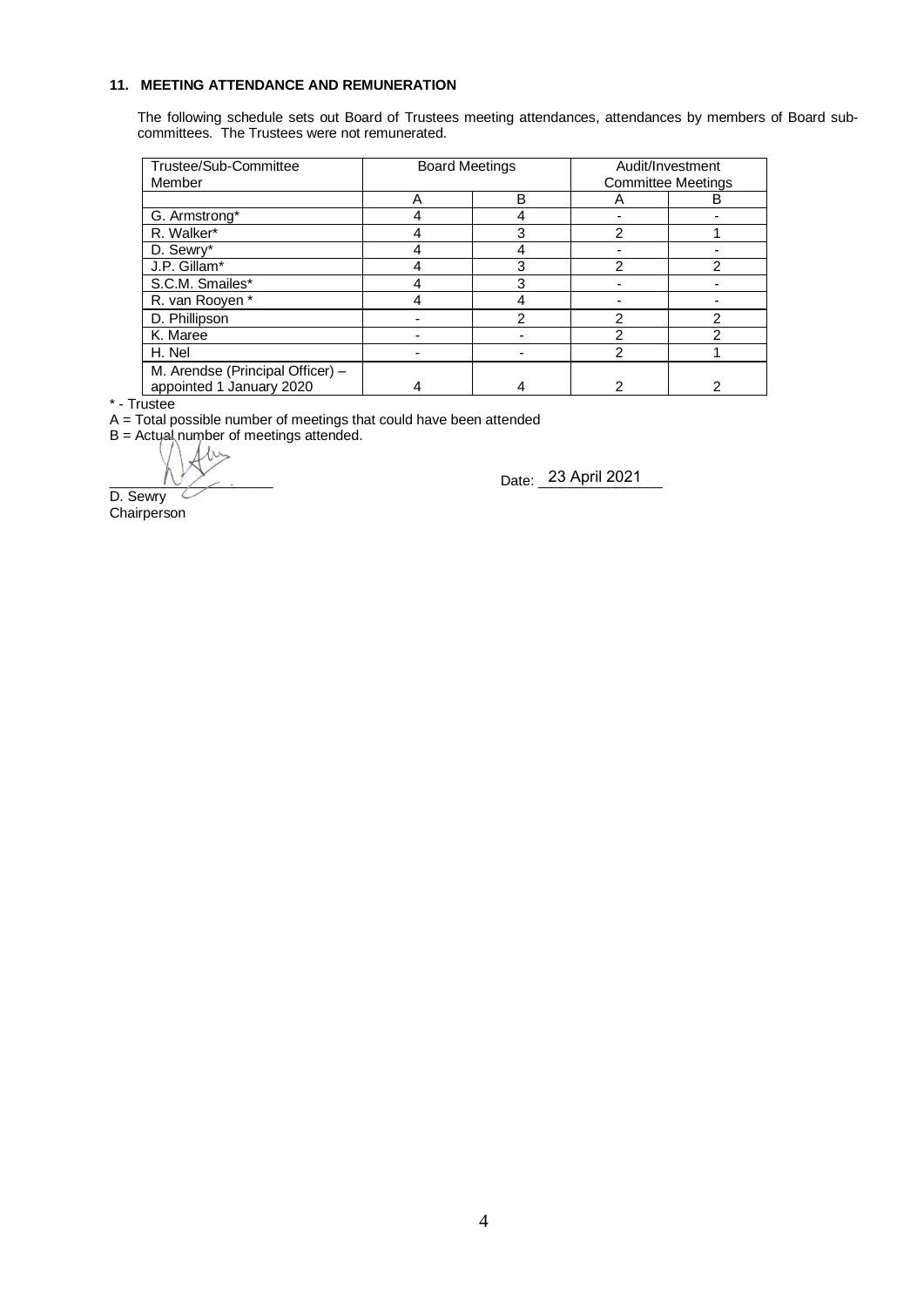### 11. MEETING ATTENDANCE AND REMUNERATION

The following schedule sets out Board of Trustees meeting attendances, attendances by members of Board sub-committees. The Trustees were not remunerated.

| Trustee/Sub-Committee Member | Board Meetings | | Audit/Investment Committee Meetings | |
|---|---|---|---|---|
| | A | B | A | B |
| G. Armstrong* | 4 | 4 | - | - |
| R. Walker* | 4 | 3 | 2 | 1 |
| D. Sewry* | 4 | 4 | - | - |
| J.P. Gillam* | 4 | 3 | 2 | 2 |
| S.C.M. Smailes* | 4 | 3 | - | - |
| R. van Rooyen * | 4 | 4 | - | - |
| D. Phillipson | - | 2 | 2 | 2 |
| K. Maree | - | - | 2 | 2 |
| H. Nel | - | - | 2 | 1 |
| M. Arendse (Principal Officer) – appointed 1 January 2020 | 4 | 4 | 2 | 2 |

* - Trustee

A = Total possible number of meetings that could have been attended

B = Actual number of meetings attended.

D. Sewry
Chairperson

Date: 23 April 2021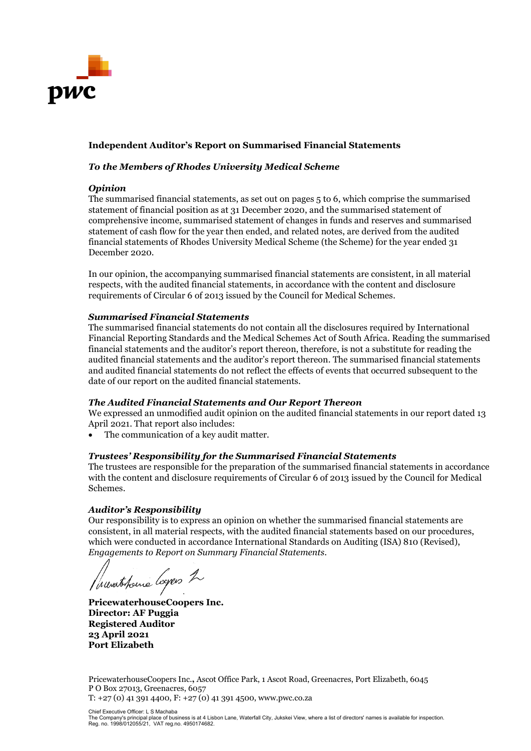**Independent Auditor's Report on Summarised Financial Statements**

***To the Members of Rhodes University Medical Scheme***

***Opinion***

The summarised financial statements, as set out on pages 5 to 6, which comprise the summarised statement of financial position as at 31 December 2020, and the summarised statement of comprehensive income, summarised statement of changes in funds and reserves and summarised statement of cash flow for the year then ended, and related notes, are derived from the audited financial statements of Rhodes University Medical Scheme (the Scheme) for the year ended 31 December 2020.

In our opinion, the accompanying summarised financial statements are consistent, in all material respects, with the audited financial statements, in accordance with the content and disclosure requirements of Circular 6 of 2013 issued by the Council for Medical Schemes.

***Summarised Financial Statements***

The summarised financial statements do not contain all the disclosures required by International Financial Reporting Standards and the Medical Schemes Act of South Africa. Reading the summarised financial statements and the auditor's report thereon, therefore, is not a substitute for reading the audited financial statements and the auditor's report thereon. The summarised financial statements and audited financial statements do not reflect the effects of events that occurred subsequent to the date of our report on the audited financial statements.

***The Audited Financial Statements and Our Report Thereon***

We expressed an unmodified audit opinion on the audited financial statements in our report dated 13 April 2021. That report also includes:

- The communication of a key audit matter.

***Trustees' Responsibility for the Summarised Financial Statements***

The trustees are responsible for the preparation of the summarised financial statements in accordance with the content and disclosure requirements of Circular 6 of 2013 issued by the Council for Medical Schemes.

***Auditor's Responsibility***

Our responsibility is to express an opinion on whether the summarised financial statements are consistent, in all material respects, with the audited financial statements based on our procedures, which were conducted in accordance International Standards on Auditing (ISA) 810 (Revised), *Engagements to Report on Summary Financial Statements*.

**PricewaterhouseCoopers Inc.**
**Director: AF Puggia**
**Registered Auditor**
**23 April 2021**
**Port Elizabeth**

PricewaterhouseCoopers Inc., Ascot Office Park, 1 Ascot Road, Greenacres, Port Elizabeth, 6045
P O Box 27013, Greenacres, 6057
T: +27 (0) 41 391 4400, F: +27 (0) 41 391 4500, www.pwc.co.za

Chief Executive Officer: L S Machaba
The Company's principal place of business is at 4 Lisbon Lane, Waterfall City, Jukskei View, where a list of directors' names is available for inspection.
Reg. no. 1998/012055/21, VAT reg.no. 4950174682.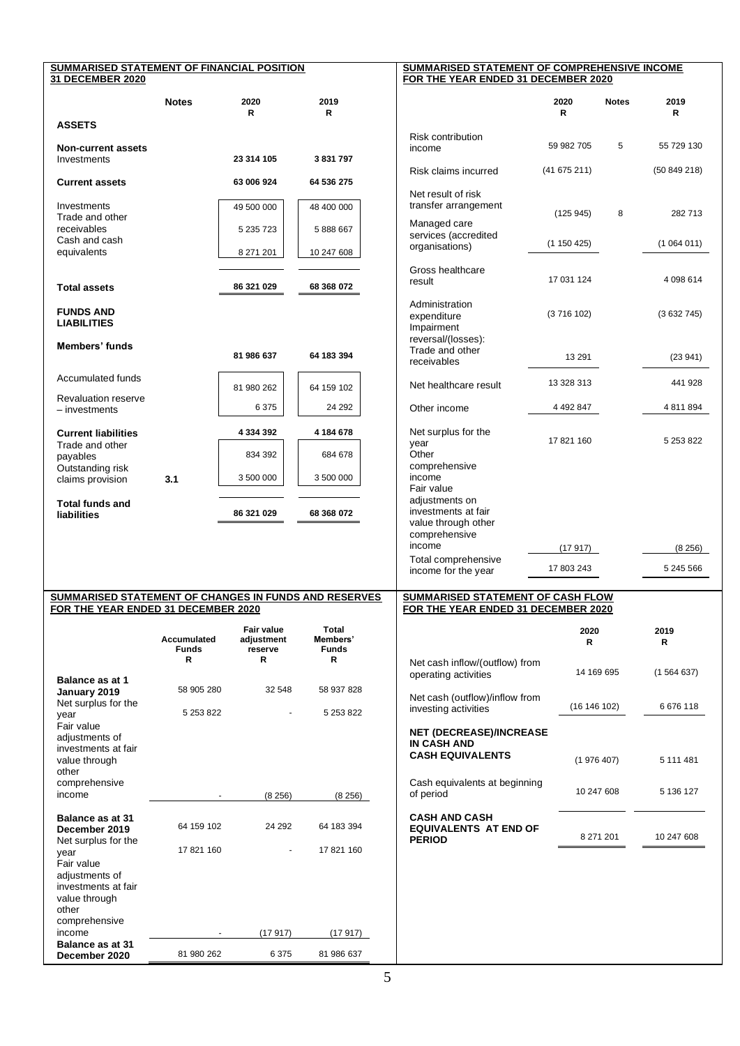## SUMMARISED STATEMENT OF FINANCIAL POSITION 31 DECEMBER 2020

| | Notes | 2020 R | 2019 R |
|---|---|---|---|
| **ASSETS** | | | |
| **Non-current assets** | | | |
| Investments | | **23 314 105** | **3 831 797** |
| **Current assets** | | **63 006 924** | **64 536 275** |
| Investments | | 49 500 000 | 48 400 000 |
| Trade and other receivables | | 5 235 723 | 5 888 667 |
| Cash and cash equivalents | | 8 271 201 | 10 247 608 |
| **Total assets** | | **86 321 029** | **68 368 072** |
| **FUNDS AND LIABILITIES** | | | |
| **Members' funds** | | **81 986 637** | **64 183 394** |
| Accumulated funds | | 81 980 262 | 64 159 102 |
| Revaluation reserve – investments | | 6 375 | 24 292 |
| **Current liabilities** | | **4 334 392** | **4 184 678** |
| Trade and other payables | | 834 392 | 684 678 |
| Outstanding risk claims provision | 3.1 | 3 500 000 | 3 500 000 |
| **Total funds and liabilities** | | **86 321 029** | **68 368 072** |

## SUMMARISED STATEMENT OF COMPREHENSIVE INCOME FOR THE YEAR ENDED 31 DECEMBER 2020

| | 2020 R | Notes | 2019 R |
|---|---|---|---|
| Risk contribution income | 59 982 705 | 5 | 55 729 130 |
| Risk claims incurred | (41 675 211) | | (50 849 218) |
| Net result of risk transfer arrangement | (125 945) | 8 | 282 713 |
| Managed care services (accredited organisations) | (1 150 425) | | (1 064 011) |
| Gross healthcare result | 17 031 124 | | 4 098 614 |
| Administration expenditure | (3 716 102) | | (3 632 745) |
| Impairment reversal/(losses): Trade and other receivables | 13 291 | | (23 941) |
| Net healthcare result | 13 328 313 | | 441 928 |
| Other income | 4 492 847 | | 4 811 894 |
| Net surplus for the year | 17 821 160 | | 5 253 822 |
| Other comprehensive income | | | |
| Fair value adjustments on investments at fair value through other comprehensive income | (17 917) | | (8 256) |
| Total comprehensive income for the year | 17 803 243 | | 5 245 566 |

## SUMMARISED STATEMENT OF CHANGES IN FUNDS AND RESERVES FOR THE YEAR ENDED 31 DECEMBER 2020

| | Accumulated Funds R | Fair value adjustment reserve R | Total Members' Funds R |
|---|---|---|---|
| **Balance as at 1 January 2019** | 58 905 280 | 32 548 | 58 937 828 |
| Net surplus for the year | 5 253 822 | - | 5 253 822 |
| Fair value adjustments of investments at fair value through other comprehensive income | - | (8 256) | (8 256) |
| **Balance as at 31 December 2019** | 64 159 102 | 24 292 | 64 183 394 |
| Net surplus for the year | 17 821 160 | - | 17 821 160 |
| Fair value adjustments of investments at fair value through other comprehensive income | - | (17 917) | (17 917) |
| **Balance as at 31 December 2020** | 81 980 262 | 6 375 | 81 986 637 |

## SUMMARISED STATEMENT OF CASH FLOW FOR THE YEAR ENDED 31 DECEMBER 2020

| | 2020 R | 2019 R |
|---|---|---|
| Net cash inflow/(outflow) from operating activities | 14 169 695 | (1 564 637) |
| Net cash (outflow)/inflow from investing activities | (16 146 102) | 6 676 118 |
| **NET (DECREASE)/INCREASE IN CASH AND CASH EQUIVALENTS** | (1 976 407) | 5 111 481 |
| Cash equivalents at beginning of period | 10 247 608 | 5 136 127 |
| **CASH AND CASH EQUIVALENTS AT END OF PERIOD** | 8 271 201 | 10 247 608 |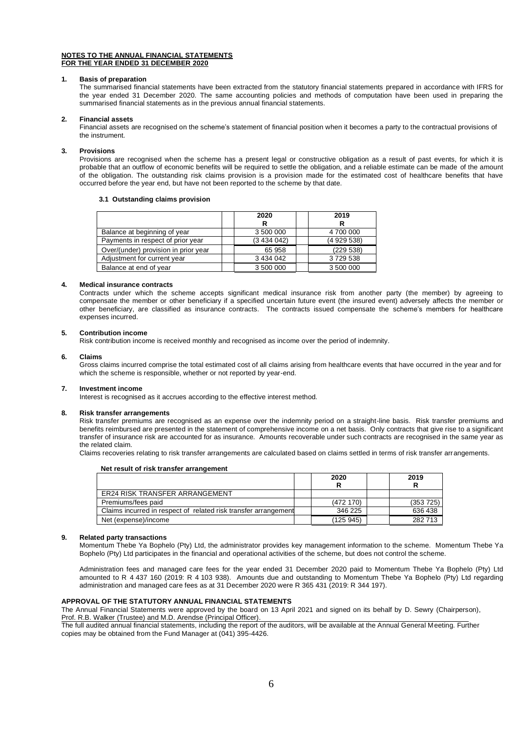**NOTES TO THE ANNUAL FINANCIAL STATEMENTS**
**FOR THE YEAR ENDED 31 DECEMBER 2020**

**1. Basis of preparation**

The summarised financial statements have been extracted from the statutory financial statements prepared in accordance with IFRS for the year ended 31 December 2020. The same accounting policies and methods of computation have been used in preparing the summarised financial statements as in the previous annual financial statements.

**2. Financial assets**

Financial assets are recognised on the scheme's statement of financial position when it becomes a party to the contractual provisions of the instrument.

**3. Provisions**

Provisions are recognised when the scheme has a present legal or constructive obligation as a result of past events, for which it is probable that an outflow of economic benefits will be required to settle the obligation, and a reliable estimate can be made of the amount of the obligation. The outstanding risk claims provision is a provision made for the estimated cost of healthcare benefits that have occurred before the year end, but have not been reported to the scheme by that date.

**3.1 Outstanding claims provision**

| | 2020<br>R | 2019<br>R |
|---|---|---|
| Balance at beginning of year | 3 500 000 | 4 700 000 |
| Payments in respect of prior year | (3 434 042) | (4 929 538) |
| Over/(under) provision in prior year | 65 958 | (229 538) |
| Adjustment for current year | 3 434 042 | 3 729 538 |
| Balance at end of year | 3 500 000 | 3 500 000 |

**4. Medical insurance contracts**

Contracts under which the scheme accepts significant medical insurance risk from another party (the member) by agreeing to compensate the member or other beneficiary if a specified uncertain future event (the insured event) adversely affects the member or other beneficiary, are classified as insurance contracts. The contracts issued compensate the scheme's members for healthcare expenses incurred.

**5. Contribution income**

Risk contribution income is received monthly and recognised as income over the period of indemnity.

**6. Claims**

Gross claims incurred comprise the total estimated cost of all claims arising from healthcare events that have occurred in the year and for which the scheme is responsible, whether or not reported by year-end.

**7. Investment income**

Interest is recognised as it accrues according to the effective interest method.

**8. Risk transfer arrangements**

Risk transfer premiums are recognised as an expense over the indemnity period on a straight-line basis. Risk transfer premiums and benefits reimbursed are presented in the statement of comprehensive income on a net basis. Only contracts that give rise to a significant transfer of insurance risk are accounted for as insurance. Amounts recoverable under such contracts are recognised in the same year as the related claim.

Claims recoveries relating to risk transfer arrangements are calculated based on claims settled in terms of risk transfer arrangements.

**Net result of risk transfer arrangement**

| | 2020<br>R | 2019<br>R |
|---|---|---|
| ER24 RISK TRANSFER ARRANGEMENT | | |
| Premiums/fees paid | (472 170) | (353 725) |
| Claims incurred in respect of related risk transfer arrangement | 346 225 | 636 438 |
| Net (expense)/income | (125 945) | 282 713 |

**9. Related party transactions**

Momentum Thebe Ya Bophelo (Pty) Ltd, the administrator provides key management information to the scheme. Momentum Thebe Ya Bophelo (Pty) Ltd participates in the financial and operational activities of the scheme, but does not control the scheme.

Administration fees and managed care fees for the year ended 31 December 2020 paid to Momentum Thebe Ya Bophelo (Pty) Ltd amounted to R 4 437 160 (2019: R 4 103 938). Amounts due and outstanding to Momentum Thebe Ya Bophelo (Pty) Ltd regarding administration and managed care fees as at 31 December 2020 were R 365 431 (2019: R 344 197).

**APPROVAL OF THE STATUTORY ANNUAL FINANCIAL STATEMENTS**

The Annual Financial Statements were approved by the board on 13 April 2021 and signed on its behalf by D. Sewry (Chairperson), Prof. R.B. Walker (Trustee) and M.D. Arendse (Principal Officer).

The full audited annual financial statements, including the report of the auditors, will be available at the Annual General Meeting. Further copies may be obtained from the Fund Manager at (041) 395-4426.